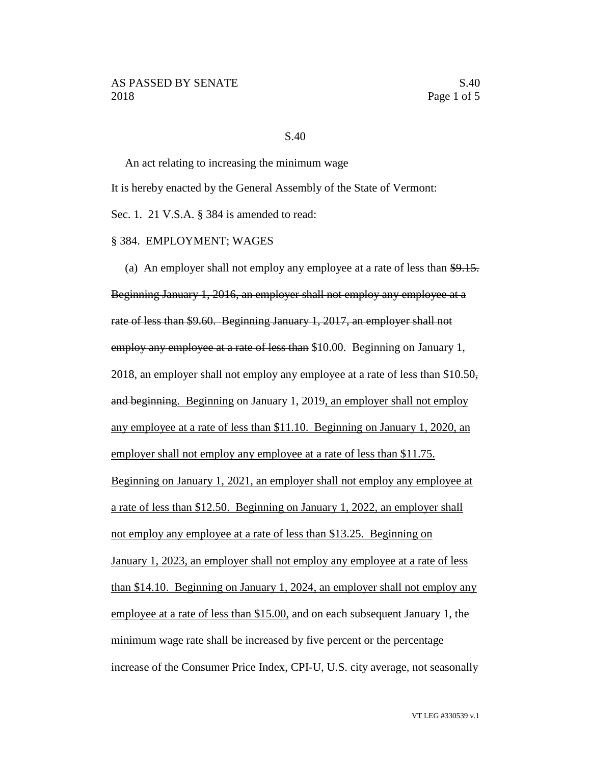S.40

An act relating to increasing the minimum wage

It is hereby enacted by the General Assembly of the State of Vermont:

Sec. 1. 21 V.S.A. § 384 is amended to read:

§ 384. EMPLOYMENT; WAGES

(a) An employer shall not employ any employee at a rate of less than ~~$9.15. Beginning January 1, 2016, an employer shall not employ any employee at a rate of less than $9.60. Beginning January 1, 2017, an employer shall not employ any employee at a rate of less than~~ $10.00. Beginning on January 1, 2018, an employer shall not employ any employee at a rate of less than $10.50~~, and beginning~~<u>. Beginning</u> on January 1, 2019<u>, an employer shall not employ any employee at a rate of less than $11.10. Beginning on January 1, 2020, an employer shall not employ any employee at a rate of less than $11.75. Beginning on January 1, 2021, an employer shall not employ any employee at a rate of less than $12.50. Beginning on January 1, 2022, an employer shall not employ any employee at a rate of less than $13.25. Beginning on January 1, 2023, an employer shall not employ any employee at a rate of less than $14.10. Beginning on January 1, 2024, an employer shall not employ any employee at a rate of less than $15.00,</u> and on each subsequent January 1, the minimum wage rate shall be increased by five percent or the percentage increase of the Consumer Price Index, CPI-U, U.S. city average, not seasonally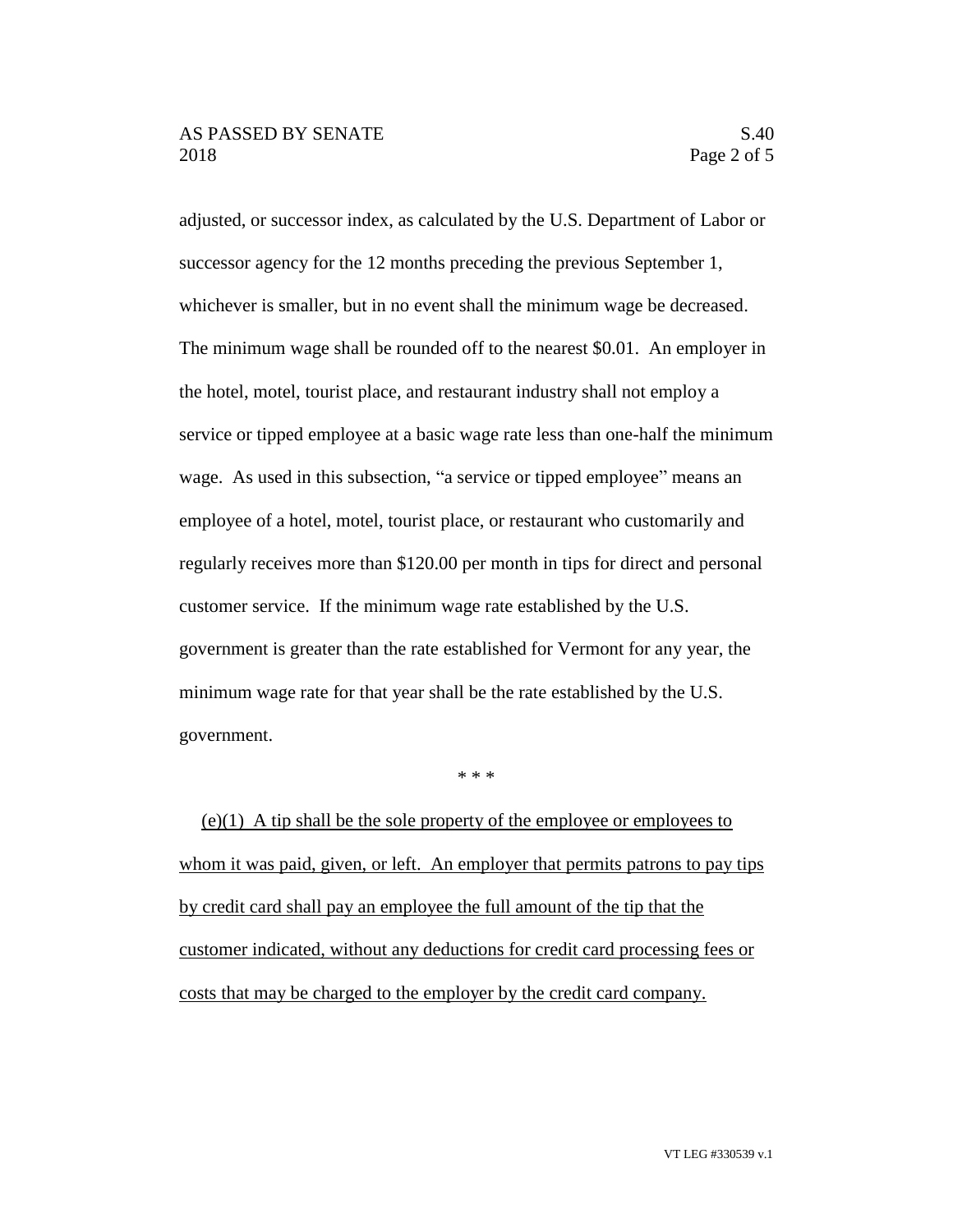adjusted, or successor index, as calculated by the U.S. Department of Labor or successor agency for the 12 months preceding the previous September 1, whichever is smaller, but in no event shall the minimum wage be decreased. The minimum wage shall be rounded off to the nearest $0.01. An employer in the hotel, motel, tourist place, and restaurant industry shall not employ a service or tipped employee at a basic wage rate less than one-half the minimum wage. As used in this subsection, "a service or tipped employee" means an employee of a hotel, motel, tourist place, or restaurant who customarily and regularly receives more than $120.00 per month in tips for direct and personal customer service. If the minimum wage rate established by the U.S. government is greater than the rate established for Vermont for any year, the minimum wage rate for that year shall be the rate established by the U.S. government.

\* \* \*

<u>(e)(1) A tip shall be the sole property of the employee or employees to whom it was paid, given, or left. An employer that permits patrons to pay tips by credit card shall pay an employee the full amount of the tip that the customer indicated, without any deductions for credit card processing fees or costs that may be charged to the employer by the credit card company.</u>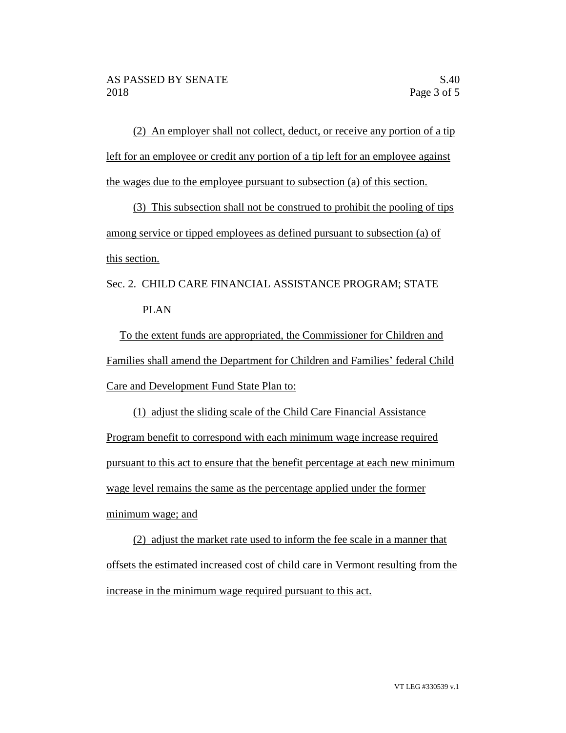(2) An employer shall not collect, deduct, or receive any portion of a tip left for an employee or credit any portion of a tip left for an employee against the wages due to the employee pursuant to subsection (a) of this section.

(3) This subsection shall not be construed to prohibit the pooling of tips among service or tipped employees as defined pursuant to subsection (a) of this section.

Sec. 2. CHILD CARE FINANCIAL ASSISTANCE PROGRAM; STATE PLAN

To the extent funds are appropriated, the Commissioner for Children and Families shall amend the Department for Children and Families' federal Child Care and Development Fund State Plan to:

(1) adjust the sliding scale of the Child Care Financial Assistance Program benefit to correspond with each minimum wage increase required pursuant to this act to ensure that the benefit percentage at each new minimum wage level remains the same as the percentage applied under the former minimum wage; and

(2) adjust the market rate used to inform the fee scale in a manner that offsets the estimated increased cost of child care in Vermont resulting from the increase in the minimum wage required pursuant to this act.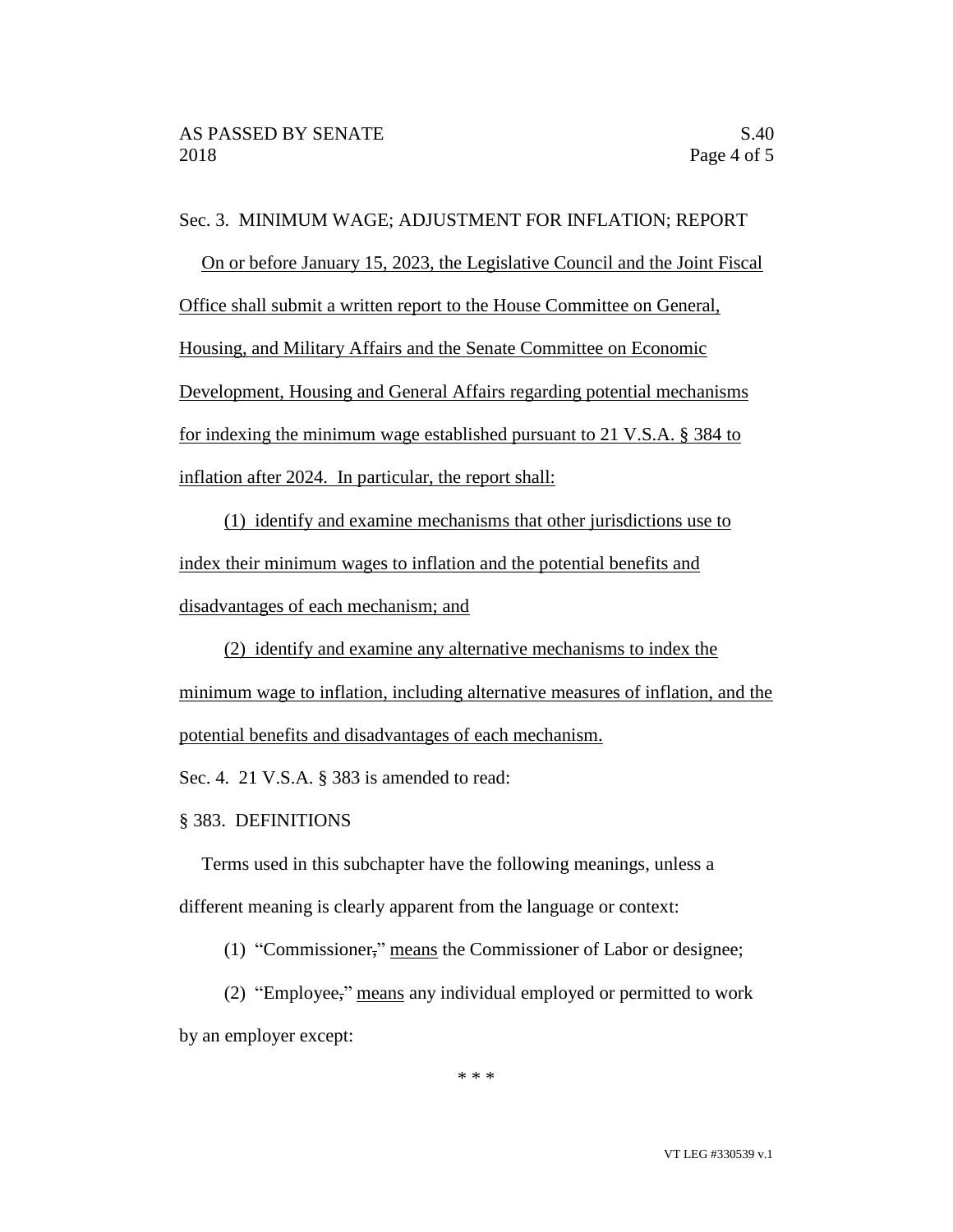Sec. 3. MINIMUM WAGE; ADJUSTMENT FOR INFLATION; REPORT

On or before January 15, 2023, the Legislative Council and the Joint Fiscal Office shall submit a written report to the House Committee on General, Housing, and Military Affairs and the Senate Committee on Economic Development, Housing and General Affairs regarding potential mechanisms for indexing the minimum wage established pursuant to 21 V.S.A. § 384 to inflation after 2024. In particular, the report shall:

(1) identify and examine mechanisms that other jurisdictions use to index their minimum wages to inflation and the potential benefits and disadvantages of each mechanism; and

(2) identify and examine any alternative mechanisms to index the minimum wage to inflation, including alternative measures of inflation, and the potential benefits and disadvantages of each mechanism.

Sec. 4. 21 V.S.A. § 383 is amended to read:

§ 383. DEFINITIONS

Terms used in this subchapter have the following meanings, unless a different meaning is clearly apparent from the language or context:

(1) "Commissioner," means the Commissioner of Labor or designee;

(2) "Employee," means any individual employed or permitted to work by an employer except:

\* \* \*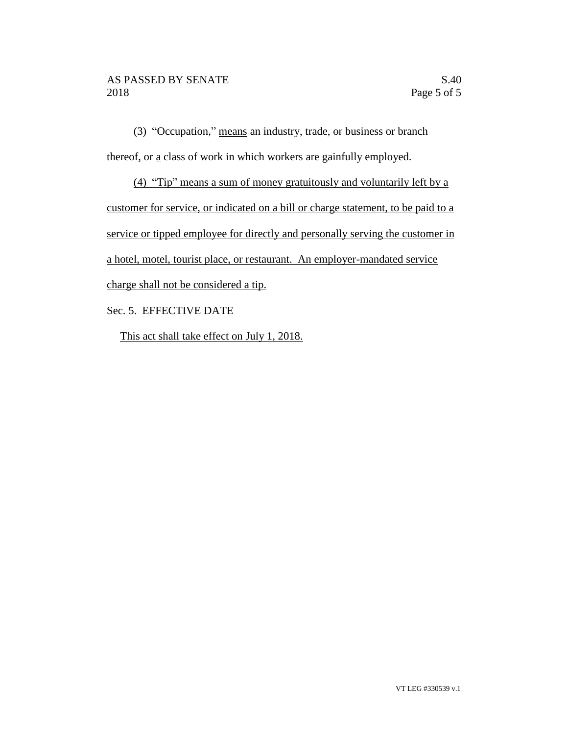(3) "Occupation~~,~~" <u>means</u> an industry, trade, ~~or~~ business or branch thereof<u>,</u> or <u>a</u> class of work in which workers are gainfully employed.

<u>(4) "Tip" means a sum of money gratuitously and voluntarily left by a customer for service, or indicated on a bill or charge statement, to be paid to a service or tipped employee for directly and personally serving the customer in a hotel, motel, tourist place, or restaurant. An employer-mandated service charge shall not be considered a tip.</u>

Sec. 5. EFFECTIVE DATE

<u>This act shall take effect on July 1, 2018.</u>